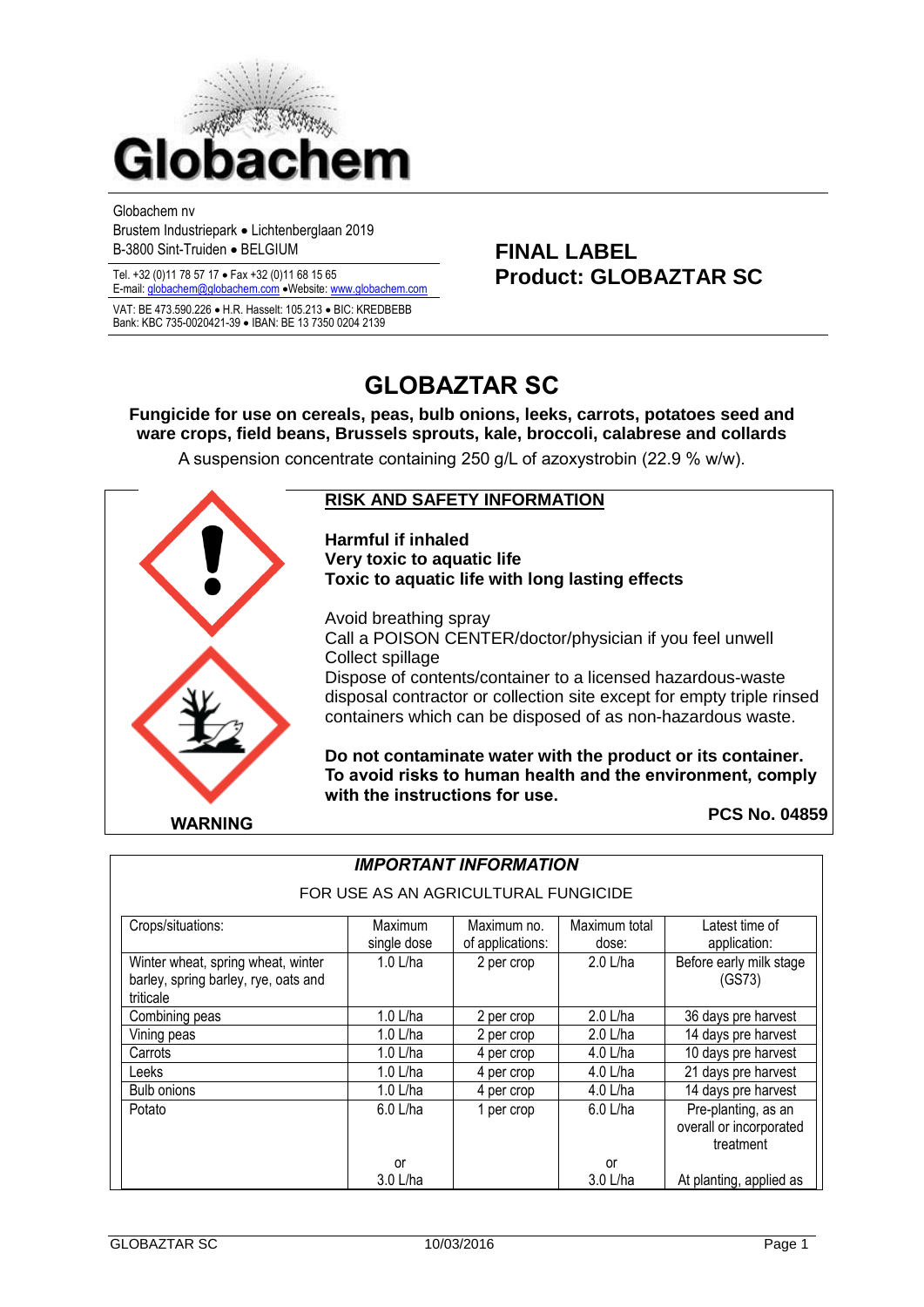Globachem

Globachem nv
Brustem Industriepark • Lichtenberglaan 2019
B-3800 Sint-Truiden • BELGIUM

Tel. +32 (0)11 78 57 17 • Fax +32 (0)11 68 15 65
E-mail: globachem@globachem.com •Website: www.globachem.com

VAT: BE 473.590.226 • H.R. Hasselt: 105.213 • BIC: KREDBEBB
Bank: KBC 735-0020421-39 • IBAN: BE 13 7350 0204 2139

**FINAL LABEL**
**Product: GLOBAZTAR SC**

# GLOBAZTAR SC

**Fungicide for use on cereals, peas, bulb onions, leeks, carrots, potatoes seed and ware crops, field beans, Brussels sprouts, kale, broccoli, calabrese and collards**

A suspension concentrate containing 250 g/L of azoxystrobin (22.9 % w/w).

## RISK AND SAFETY INFORMATION

**Harmful if inhaled**
**Very toxic to aquatic life**
**Toxic to aquatic life with long lasting effects**

Avoid breathing spray
Call a POISON CENTER/doctor/physician if you feel unwell
Collect spillage
Dispose of contents/container to a licensed hazardous-waste disposal contractor or collection site except for empty triple rinsed containers which can be disposed of as non-hazardous waste.

**Do not contaminate water with the product or its container. To avoid risks to human health and the environment, comply with the instructions for use.**

**WARNING**

**PCS No. 04859**

## *IMPORTANT INFORMATION*

FOR USE AS AN AGRICULTURAL FUNGICIDE

| Crops/situations: | Maximum single dose | Maximum no. of applications: | Maximum total dose: | Latest time of application: |
|---|---|---|---|---|
| Winter wheat, spring wheat, winter barley, spring barley, rye, oats and triticale | 1.0 L/ha | 2 per crop | 2.0 L/ha | Before early milk stage (GS73) |
| Combining peas | 1.0 L/ha | 2 per crop | 2.0 L/ha | 36 days pre harvest |
| Vining peas | 1.0 L/ha | 2 per crop | 2.0 L/ha | 14 days pre harvest |
| Carrots | 1.0 L/ha | 4 per crop | 4.0 L/ha | 10 days pre harvest |
| Leeks | 1.0 L/ha | 4 per crop | 4.0 L/ha | 21 days pre harvest |
| Bulb onions | 1.0 L/ha | 4 per crop | 4.0 L/ha | 14 days pre harvest |
| Potato | 6.0 L/ha | 1 per crop | 6.0 L/ha | Pre-planting, as an overall or incorporated treatment |
| | or | | or | |
| | 3.0 L/ha | | 3.0 L/ha | At planting, applied as |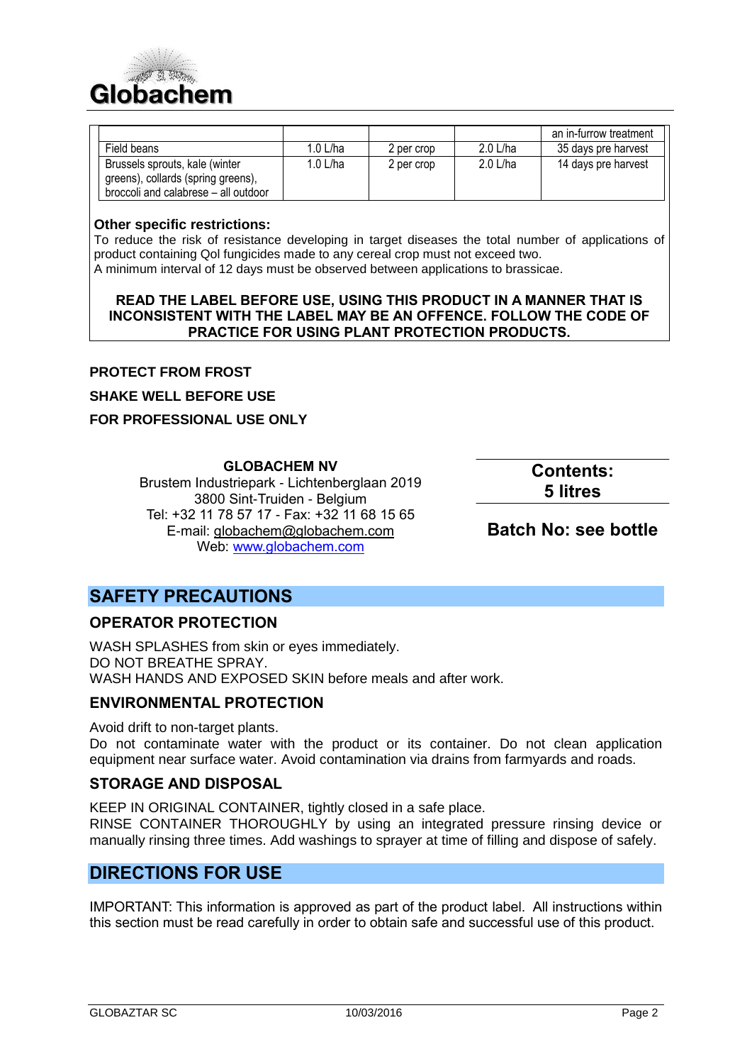| | | | | an in-furrow treatment |
|---|---|---|---|---|
| Field beans | 1.0 L/ha | 2 per crop | 2.0 L/ha | 35 days pre harvest |
| Brussels sprouts, kale (winter greens), collards (spring greens), broccoli and calabrese – all outdoor | 1.0 L/ha | 2 per crop | 2.0 L/ha | 14 days pre harvest |

**Other specific restrictions:**
To reduce the risk of resistance developing in target diseases the total number of applications of product containing QoI fungicides made to any cereal crop must not exceed two.
A minimum interval of 12 days must be observed between applications to brassicae.

**READ THE LABEL BEFORE USE, USING THIS PRODUCT IN A MANNER THAT IS INCONSISTENT WITH THE LABEL MAY BE AN OFFENCE. FOLLOW THE CODE OF PRACTICE FOR USING PLANT PROTECTION PRODUCTS.**

**PROTECT FROM FROST**

**SHAKE WELL BEFORE USE**

**FOR PROFESSIONAL USE ONLY**

**GLOBACHEM NV**
Brustem Industriepark - Lichtenberglaan 2019
3800 Sint-Truiden - Belgium
Tel: +32 11 78 57 17 - Fax: +32 11 68 15 65
E-mail: globachem@globachem.com
Web: www.globachem.com

**Contents: 5 litres**

**Batch No: see bottle**

## SAFETY PRECAUTIONS

### OPERATOR PROTECTION

WASH SPLASHES from skin or eyes immediately.
DO NOT BREATHE SPRAY.
WASH HANDS AND EXPOSED SKIN before meals and after work.

### ENVIRONMENTAL PROTECTION

Avoid drift to non-target plants.
Do not contaminate water with the product or its container. Do not clean application equipment near surface water. Avoid contamination via drains from farmyards and roads.

### STORAGE AND DISPOSAL

KEEP IN ORIGINAL CONTAINER, tightly closed in a safe place.
RINSE CONTAINER THOROUGHLY by using an integrated pressure rinsing device or manually rinsing three times. Add washings to sprayer at time of filling and dispose of safely.

## DIRECTIONS FOR USE

IMPORTANT: This information is approved as part of the product label. All instructions within this section must be read carefully in order to obtain safe and successful use of this product.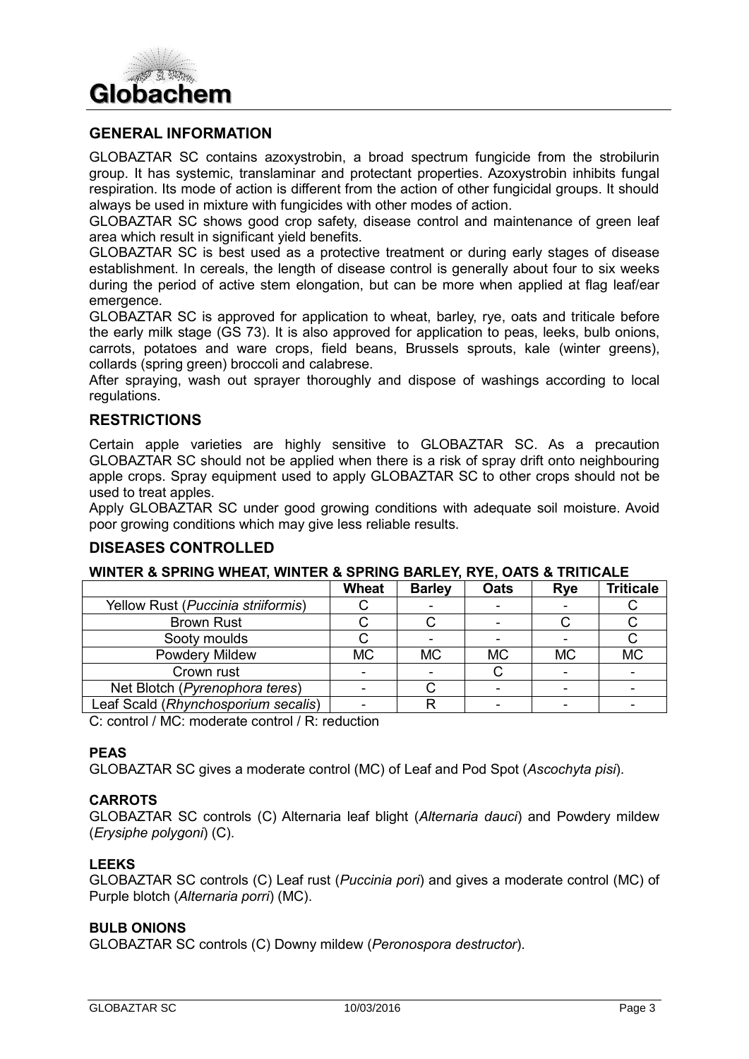## GENERAL INFORMATION

GLOBAZTAR SC contains azoxystrobin, a broad spectrum fungicide from the strobilurin group. It has systemic, translaminar and protectant properties. Azoxystrobin inhibits fungal respiration. Its mode of action is different from the action of other fungicidal groups. It should always be used in mixture with fungicides with other modes of action.

GLOBAZTAR SC shows good crop safety, disease control and maintenance of green leaf area which result in significant yield benefits.

GLOBAZTAR SC is best used as a protective treatment or during early stages of disease establishment. In cereals, the length of disease control is generally about four to six weeks during the period of active stem elongation, but can be more when applied at flag leaf/ear emergence.

GLOBAZTAR SC is approved for application to wheat, barley, rye, oats and triticale before the early milk stage (GS 73). It is also approved for application to peas, leeks, bulb onions, carrots, potatoes and ware crops, field beans, Brussels sprouts, kale (winter greens), collards (spring green) broccoli and calabrese.

After spraying, wash out sprayer thoroughly and dispose of washings according to local regulations.

## RESTRICTIONS

Certain apple varieties are highly sensitive to GLOBAZTAR SC. As a precaution GLOBAZTAR SC should not be applied when there is a risk of spray drift onto neighbouring apple crops. Spray equipment used to apply GLOBAZTAR SC to other crops should not be used to treat apples.

Apply GLOBAZTAR SC under good growing conditions with adequate soil moisture. Avoid poor growing conditions which may give less reliable results.

## DISEASES CONTROLLED

### WINTER & SPRING WHEAT, WINTER & SPRING BARLEY, RYE, OATS & TRITICALE

| | Wheat | Barley | Oats | Rye | Triticale |
|---|---|---|---|---|---|
| Yellow Rust (*Puccinia striiformis*) | C | - | - | - | C |
| Brown Rust | C | C | - | C | C |
| Sooty moulds | C | - | - | - | C |
| Powdery Mildew | MC | MC | MC | MC | MC |
| Crown rust | - | - | C | - | - |
| Net Blotch (*Pyrenophora teres*) | - | C | - | - | - |
| Leaf Scald (*Rhynchosporium secalis*) | - | R | - | - | - |

C: control / MC: moderate control / R: reduction

### PEAS

GLOBAZTAR SC gives a moderate control (MC) of Leaf and Pod Spot (*Ascochyta pisi*).

### CARROTS

GLOBAZTAR SC controls (C) Alternaria leaf blight (*Alternaria dauci*) and Powdery mildew (*Erysiphe polygoni*) (C).

### LEEKS

GLOBAZTAR SC controls (C) Leaf rust (*Puccinia pori*) and gives a moderate control (MC) of Purple blotch (*Alternaria porri*) (MC).

### BULB ONIONS

GLOBAZTAR SC controls (C) Downy mildew (*Peronospora destructor*).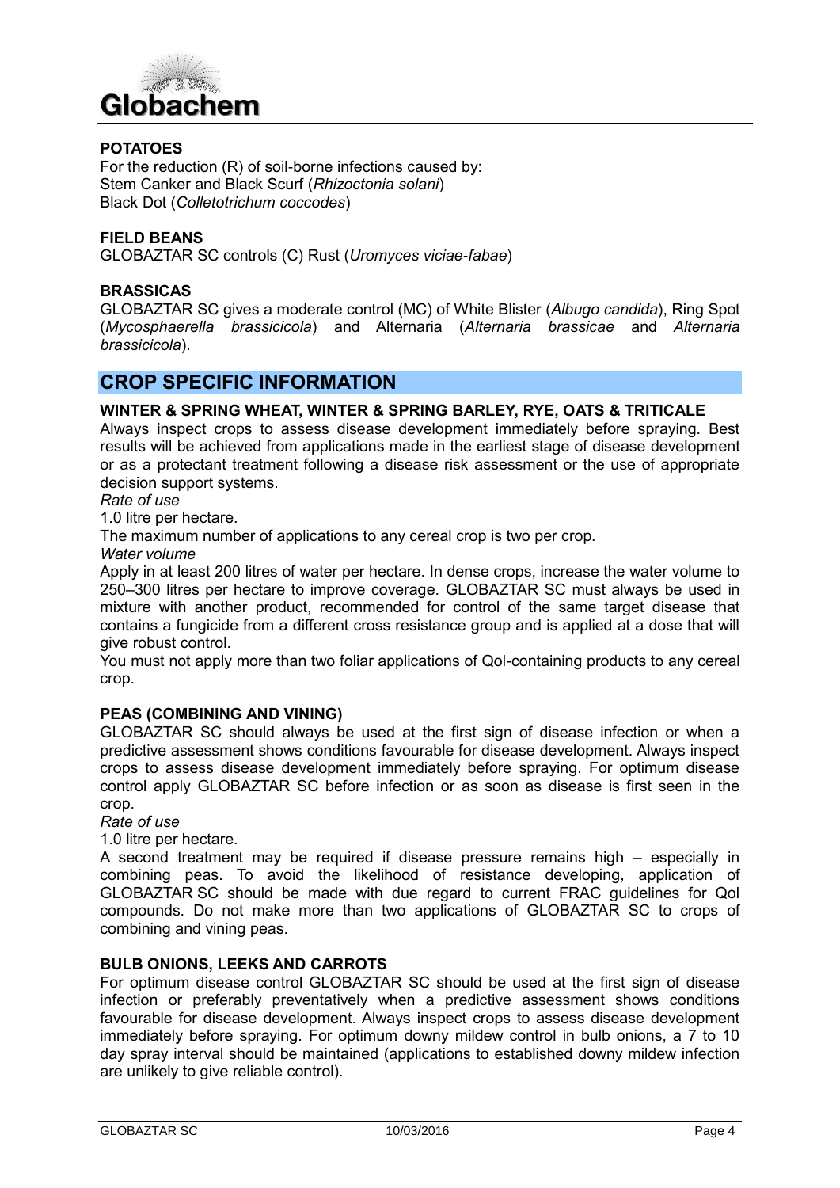**POTATOES**

For the reduction (R) of soil-borne infections caused by:
Stem Canker and Black Scurf (*Rhizoctonia solani*)
Black Dot (*Colletotrichum coccodes*)

**FIELD BEANS**

GLOBAZTAR SC controls (C) Rust (*Uromyces viciae-fabae*)

**BRASSICAS**

GLOBAZTAR SC gives a moderate control (MC) of White Blister (*Albugo candida*), Ring Spot (*Mycosphaerella brassicicola*) and Alternaria (*Alternaria brassicae* and *Alternaria brassicicola*).

## CROP SPECIFIC INFORMATION

**WINTER & SPRING WHEAT, WINTER & SPRING BARLEY, RYE, OATS & TRITICALE**

Always inspect crops to assess disease development immediately before spraying. Best results will be achieved from applications made in the earliest stage of disease development or as a protectant treatment following a disease risk assessment or the use of appropriate decision support systems.

*Rate of use*

1.0 litre per hectare.

The maximum number of applications to any cereal crop is two per crop.

*Water volume*

Apply in at least 200 litres of water per hectare. In dense crops, increase the water volume to 250–300 litres per hectare to improve coverage. GLOBAZTAR SC must always be used in mixture with another product, recommended for control of the same target disease that contains a fungicide from a different cross resistance group and is applied at a dose that will give robust control.

You must not apply more than two foliar applications of QoI-containing products to any cereal crop.

**PEAS (COMBINING AND VINING)**

GLOBAZTAR SC should always be used at the first sign of disease infection or when a predictive assessment shows conditions favourable for disease development. Always inspect crops to assess disease development immediately before spraying. For optimum disease control apply GLOBAZTAR SC before infection or as soon as disease is first seen in the crop.

*Rate of use*

1.0 litre per hectare.

A second treatment may be required if disease pressure remains high – especially in combining peas. To avoid the likelihood of resistance developing, application of GLOBAZTAR SC should be made with due regard to current FRAC guidelines for QoI compounds. Do not make more than two applications of GLOBAZTAR SC to crops of combining and vining peas.

**BULB ONIONS, LEEKS AND CARROTS**

For optimum disease control GLOBAZTAR SC should be used at the first sign of disease infection or preferably preventatively when a predictive assessment shows conditions favourable for disease development. Always inspect crops to assess disease development immediately before spraying. For optimum downy mildew control in bulb onions, a 7 to 10 day spray interval should be maintained (applications to established downy mildew infection are unlikely to give reliable control).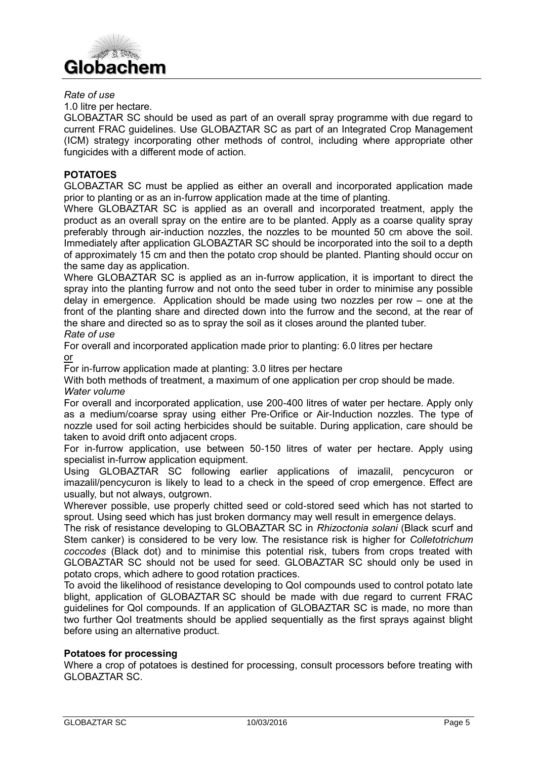*Rate of use*

1.0 litre per hectare.

GLOBAZTAR SC should be used as part of an overall spray programme with due regard to current FRAC guidelines. Use GLOBAZTAR SC as part of an Integrated Crop Management (ICM) strategy incorporating other methods of control, including where appropriate other fungicides with a different mode of action.

**POTATOES**

GLOBAZTAR SC must be applied as either an overall and incorporated application made prior to planting or as an in-furrow application made at the time of planting.

Where GLOBAZTAR SC is applied as an overall and incorporated treatment, apply the product as an overall spray on the entire are to be planted. Apply as a coarse quality spray preferably through air-induction nozzles, the nozzles to be mounted 50 cm above the soil. Immediately after application GLOBAZTAR SC should be incorporated into the soil to a depth of approximately 15 cm and then the potato crop should be planted. Planting should occur on the same day as application.

Where GLOBAZTAR SC is applied as an in-furrow application, it is important to direct the spray into the planting furrow and not onto the seed tuber in order to minimise any possible delay in emergence. Application should be made using two nozzles per row – one at the front of the planting share and directed down into the furrow and the second, at the rear of the share and directed so as to spray the soil as it closes around the planted tuber.

*Rate of use*

For overall and incorporated application made prior to planting: 6.0 litres per hectare

or

For in-furrow application made at planting: 3.0 litres per hectare

With both methods of treatment, a maximum of one application per crop should be made.

*Water volume*

For overall and incorporated application, use 200-400 litres of water per hectare. Apply only as a medium/coarse spray using either Pre-Orifice or Air-Induction nozzles. The type of nozzle used for soil acting herbicides should be suitable. During application, care should be taken to avoid drift onto adjacent crops.

For in-furrow application, use between 50-150 litres of water per hectare. Apply using specialist in-furrow application equipment.

Using GLOBAZTAR SC following earlier applications of imazalil, pencycuron or imazalil/pencycuron is likely to lead to a check in the speed of crop emergence. Effect are usually, but not always, outgrown.

Wherever possible, use properly chitted seed or cold-stored seed which has not started to sprout. Using seed which has just broken dormancy may well result in emergence delays.

The risk of resistance developing to GLOBAZTAR SC in *Rhizoctonia solani* (Black scurf and Stem canker) is considered to be very low. The resistance risk is higher for *Colletotrichum coccodes* (Black dot) and to minimise this potential risk, tubers from crops treated with GLOBAZTAR SC should not be used for seed. GLOBAZTAR SC should only be used in potato crops, which adhere to good rotation practices.

To avoid the likelihood of resistance developing to QoI compounds used to control potato late blight, application of GLOBAZTAR SC should be made with due regard to current FRAC guidelines for QoI compounds. If an application of GLOBAZTAR SC is made, no more than two further QoI treatments should be applied sequentially as the first sprays against blight before using an alternative product.

**Potatoes for processing**

Where a crop of potatoes is destined for processing, consult processors before treating with GLOBAZTAR SC.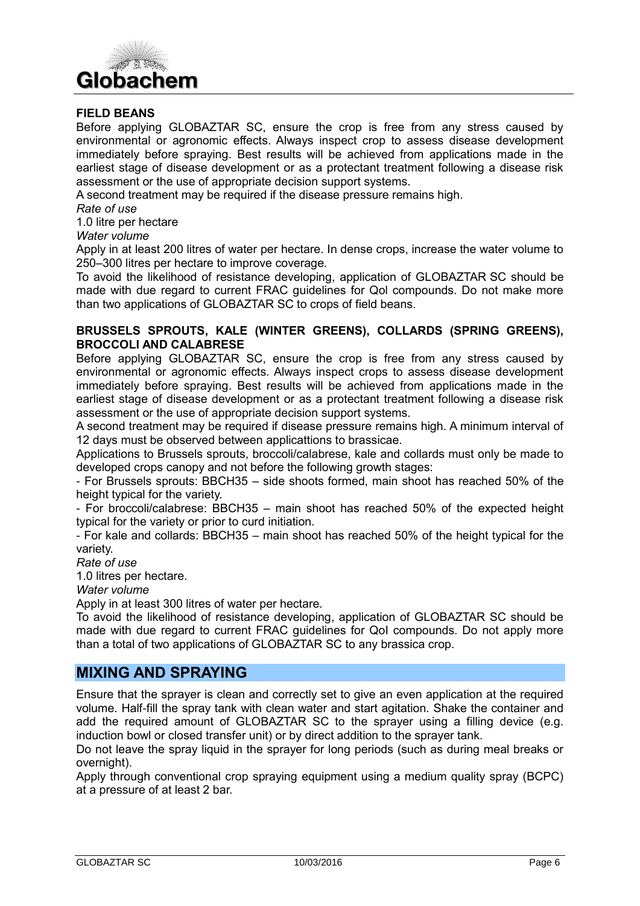**FIELD BEANS**

Before applying GLOBAZTAR SC, ensure the crop is free from any stress caused by environmental or agronomic effects. Always inspect crop to assess disease development immediately before spraying. Best results will be achieved from applications made in the earliest stage of disease development or as a protectant treatment following a disease risk assessment or the use of appropriate decision support systems.

A second treatment may be required if the disease pressure remains high.

*Rate of use*

1.0 litre per hectare

*Water volume*

Apply in at least 200 litres of water per hectare. In dense crops, increase the water volume to 250–300 litres per hectare to improve coverage.

To avoid the likelihood of resistance developing, application of GLOBAZTAR SC should be made with due regard to current FRAC guidelines for QoI compounds. Do not make more than two applications of GLOBAZTAR SC to crops of field beans.

**BRUSSELS SPROUTS, KALE (WINTER GREENS), COLLARDS (SPRING GREENS), BROCCOLI AND CALABRESE**

Before applying GLOBAZTAR SC, ensure the crop is free from any stress caused by environmental or agronomic effects. Always inspect crops to assess disease development immediately before spraying. Best results will be achieved from applications made in the earliest stage of disease development or as a protectant treatment following a disease risk assessment or the use of appropriate decision support systems.

A second treatment may be required if disease pressure remains high. A minimum interval of 12 days must be observed between applicattions to brassicae.

Applications to Brussels sprouts, broccoli/calabrese, kale and collards must only be made to developed crops canopy and not before the following growth stages:

- For Brussels sprouts: BBCH35 – side shoots formed, main shoot has reached 50% of the height typical for the variety.
- For broccoli/calabrese: BBCH35 – main shoot has reached 50% of the expected height typical for the variety or prior to curd initiation.
- For kale and collards: BBCH35 – main shoot has reached 50% of the height typical for the variety.

*Rate of use*

1.0 litres per hectare.

*Water volume*

Apply in at least 300 litres of water per hectare.

To avoid the likelihood of resistance developing, application of GLOBAZTAR SC should be made with due regard to current FRAC guidelines for QoI compounds. Do not apply more than a total of two applications of GLOBAZTAR SC to any brassica crop.

## MIXING AND SPRAYING

Ensure that the sprayer is clean and correctly set to give an even application at the required volume. Half-fill the spray tank with clean water and start agitation. Shake the container and add the required amount of GLOBAZTAR SC to the sprayer using a filling device (e.g. induction bowl or closed transfer unit) or by direct addition to the sprayer tank.

Do not leave the spray liquid in the sprayer for long periods (such as during meal breaks or overnight).

Apply through conventional crop spraying equipment using a medium quality spray (BCPC) at a pressure of at least 2 bar.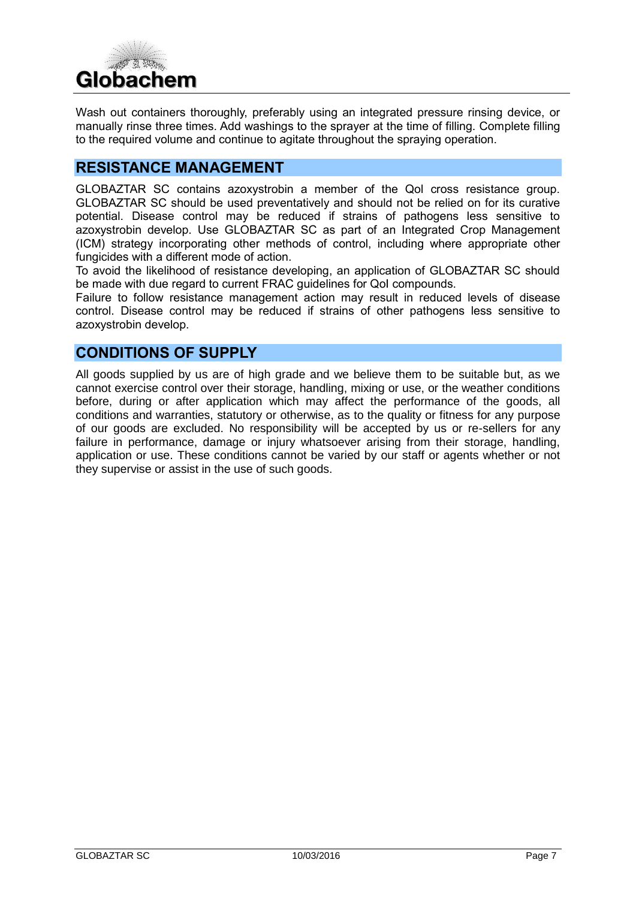Wash out containers thoroughly, preferably using an integrated pressure rinsing device, or manually rinse three times. Add washings to the sprayer at the time of filling. Complete filling to the required volume and continue to agitate throughout the spraying operation.

## RESISTANCE MANAGEMENT

GLOBAZTAR SC contains azoxystrobin a member of the QoI cross resistance group. GLOBAZTAR SC should be used preventatively and should not be relied on for its curative potential. Disease control may be reduced if strains of pathogens less sensitive to azoxystrobin develop. Use GLOBAZTAR SC as part of an Integrated Crop Management (ICM) strategy incorporating other methods of control, including where appropriate other fungicides with a different mode of action.
To avoid the likelihood of resistance developing, an application of GLOBAZTAR SC should be made with due regard to current FRAC guidelines for QoI compounds.
Failure to follow resistance management action may result in reduced levels of disease control. Disease control may be reduced if strains of other pathogens less sensitive to azoxystrobin develop.

## CONDITIONS OF SUPPLY

All goods supplied by us are of high grade and we believe them to be suitable but, as we cannot exercise control over their storage, handling, mixing or use, or the weather conditions before, during or after application which may affect the performance of the goods, all conditions and warranties, statutory or otherwise, as to the quality or fitness for any purpose of our goods are excluded. No responsibility will be accepted by us or re-sellers for any failure in performance, damage or injury whatsoever arising from their storage, handling, application or use. These conditions cannot be varied by our staff or agents whether or not they supervise or assist in the use of such goods.